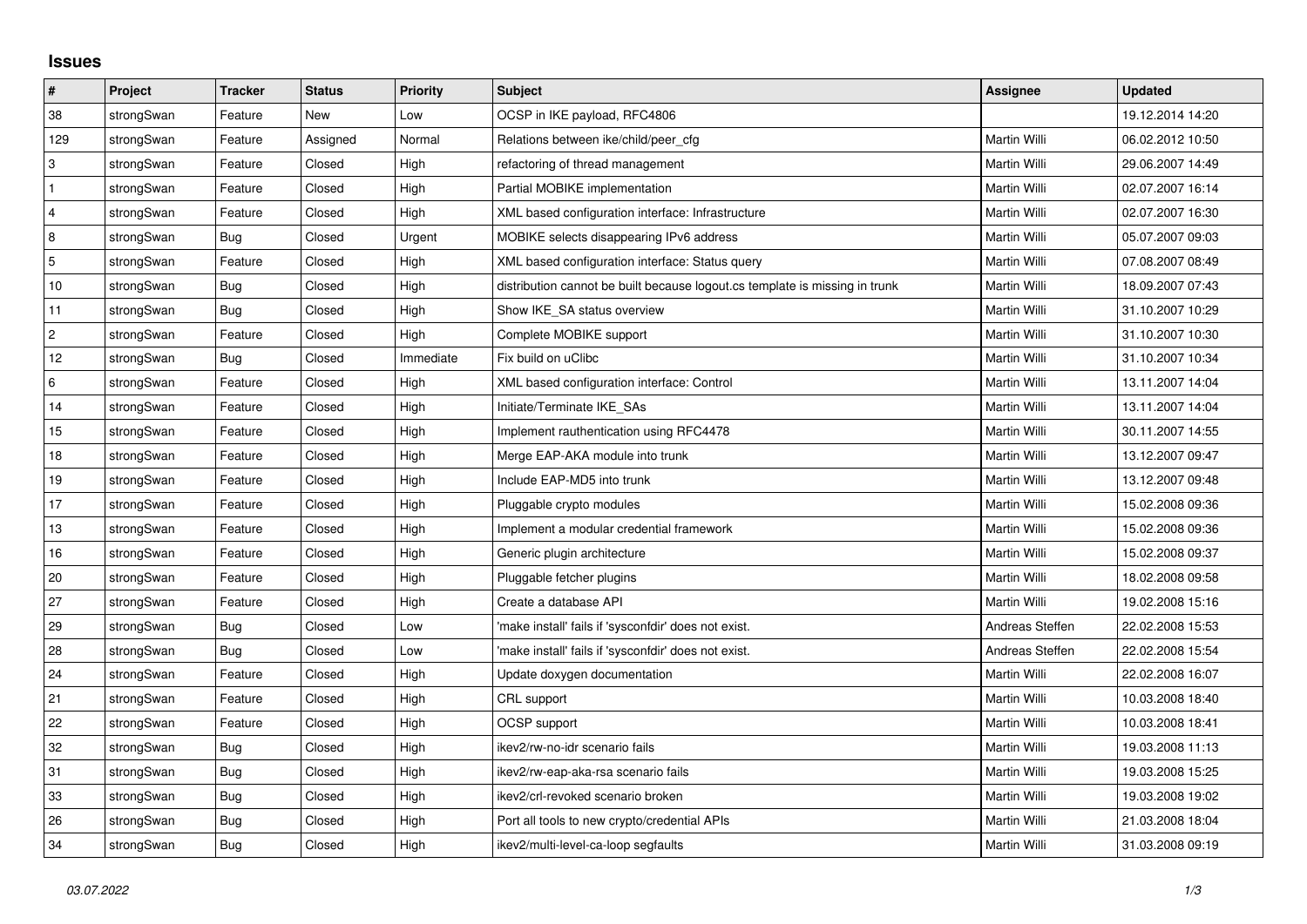# Issues

| # | Project | Tracker | Status | Priority | Subject | Assignee | Updated |
|---|---|---|---|---|---|---|---|
| 38 | strongSwan | Feature | New | Low | OCSP in IKE payload, RFC4806 | | 19.12.2014 14:20 |
| 129 | strongSwan | Feature | Assigned | Normal | Relations between ike/child/peer_cfg | Martin Willi | 06.02.2012 10:50 |
| 3 | strongSwan | Feature | Closed | High | refactoring of thread management | Martin Willi | 29.06.2007 14:49 |
| 1 | strongSwan | Feature | Closed | High | Partial MOBIKE implementation | Martin Willi | 02.07.2007 16:14 |
| 4 | strongSwan | Feature | Closed | High | XML based configuration interface: Infrastructure | Martin Willi | 02.07.2007 16:30 |
| 8 | strongSwan | Bug | Closed | Urgent | MOBIKE selects disappearing IPv6 address | Martin Willi | 05.07.2007 09:03 |
| 5 | strongSwan | Feature | Closed | High | XML based configuration interface: Status query | Martin Willi | 07.08.2007 08:49 |
| 10 | strongSwan | Bug | Closed | High | distribution cannot be built because logout.cs template is missing in trunk | Martin Willi | 18.09.2007 07:43 |
| 11 | strongSwan | Bug | Closed | High | Show IKE_SA status overview | Martin Willi | 31.10.2007 10:29 |
| 2 | strongSwan | Feature | Closed | High | Complete MOBIKE support | Martin Willi | 31.10.2007 10:30 |
| 12 | strongSwan | Bug | Closed | Immediate | Fix build on uClibc | Martin Willi | 31.10.2007 10:34 |
| 6 | strongSwan | Feature | Closed | High | XML based configuration interface: Control | Martin Willi | 13.11.2007 14:04 |
| 14 | strongSwan | Feature | Closed | High | Initiate/Terminate IKE_SAs | Martin Willi | 13.11.2007 14:04 |
| 15 | strongSwan | Feature | Closed | High | Implement rauthentication using RFC4478 | Martin Willi | 30.11.2007 14:55 |
| 18 | strongSwan | Feature | Closed | High | Merge EAP-AKA module into trunk | Martin Willi | 13.12.2007 09:47 |
| 19 | strongSwan | Feature | Closed | High | Include EAP-MD5 into trunk | Martin Willi | 13.12.2007 09:48 |
| 17 | strongSwan | Feature | Closed | High | Pluggable crypto modules | Martin Willi | 15.02.2008 09:36 |
| 13 | strongSwan | Feature | Closed | High | Implement a modular credential framework | Martin Willi | 15.02.2008 09:36 |
| 16 | strongSwan | Feature | Closed | High | Generic plugin architecture | Martin Willi | 15.02.2008 09:37 |
| 20 | strongSwan | Feature | Closed | High | Pluggable fetcher plugins | Martin Willi | 18.02.2008 09:58 |
| 27 | strongSwan | Feature | Closed | High | Create a database API | Martin Willi | 19.02.2008 15:16 |
| 29 | strongSwan | Bug | Closed | Low | 'make install' fails if 'sysconfdir' does not exist. | Andreas Steffen | 22.02.2008 15:53 |
| 28 | strongSwan | Bug | Closed | Low | 'make install' fails if 'sysconfdir' does not exist. | Andreas Steffen | 22.02.2008 15:54 |
| 24 | strongSwan | Feature | Closed | High | Update doxygen documentation | Martin Willi | 22.02.2008 16:07 |
| 21 | strongSwan | Feature | Closed | High | CRL support | Martin Willi | 10.03.2008 18:40 |
| 22 | strongSwan | Feature | Closed | High | OCSP support | Martin Willi | 10.03.2008 18:41 |
| 32 | strongSwan | Bug | Closed | High | ikev2/rw-no-idr scenario fails | Martin Willi | 19.03.2008 11:13 |
| 31 | strongSwan | Bug | Closed | High | ikev2/rw-eap-aka-rsa scenario fails | Martin Willi | 19.03.2008 15:25 |
| 33 | strongSwan | Bug | Closed | High | ikev2/crl-revoked scenario broken | Martin Willi | 19.03.2008 19:02 |
| 26 | strongSwan | Bug | Closed | High | Port all tools to new crypto/credential APIs | Martin Willi | 21.03.2008 18:04 |
| 34 | strongSwan | Bug | Closed | High | ikev2/multi-level-ca-loop segfaults | Martin Willi | 31.03.2008 09:19 |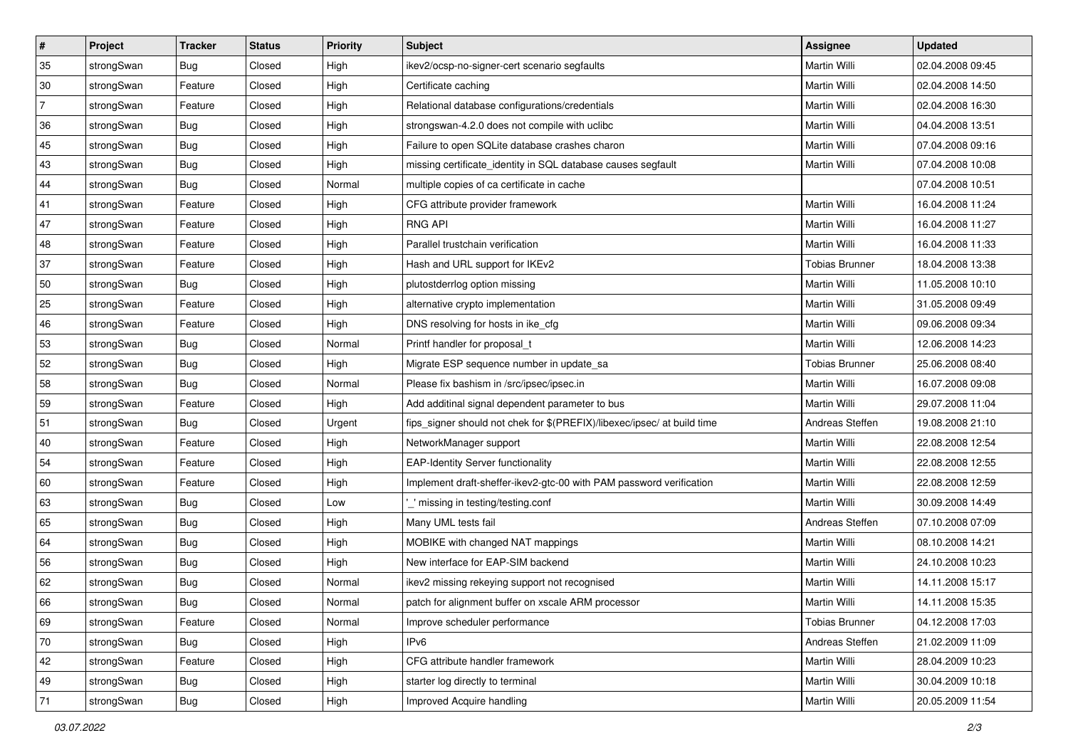| # | Project | Tracker | Status | Priority | Subject | Assignee | Updated |
|---|---|---|---|---|---|---|---|
| 35 | strongSwan | Bug | Closed | High | ikev2/ocsp-no-signer-cert scenario segfaults | Martin Willi | 02.04.2008 09:45 |
| 30 | strongSwan | Feature | Closed | High | Certificate caching | Martin Willi | 02.04.2008 14:50 |
| 7 | strongSwan | Feature | Closed | High | Relational database configurations/credentials | Martin Willi | 02.04.2008 16:30 |
| 36 | strongSwan | Bug | Closed | High | strongswan-4.2.0 does not compile with uclibc | Martin Willi | 04.04.2008 13:51 |
| 45 | strongSwan | Bug | Closed | High | Failure to open SQLite database crashes charon | Martin Willi | 07.04.2008 09:16 |
| 43 | strongSwan | Bug | Closed | High | missing certificate_identity in SQL database causes segfault | Martin Willi | 07.04.2008 10:08 |
| 44 | strongSwan | Bug | Closed | Normal | multiple copies of ca certificate in cache | | 07.04.2008 10:51 |
| 41 | strongSwan | Feature | Closed | High | CFG attribute provider framework | Martin Willi | 16.04.2008 11:24 |
| 47 | strongSwan | Feature | Closed | High | RNG API | Martin Willi | 16.04.2008 11:27 |
| 48 | strongSwan | Feature | Closed | High | Parallel trustchain verification | Martin Willi | 16.04.2008 11:33 |
| 37 | strongSwan | Feature | Closed | High | Hash and URL support for IKEv2 | Tobias Brunner | 18.04.2008 13:38 |
| 50 | strongSwan | Bug | Closed | High | plutostderrlog option missing | Martin Willi | 11.05.2008 10:10 |
| 25 | strongSwan | Feature | Closed | High | alternative crypto implementation | Martin Willi | 31.05.2008 09:49 |
| 46 | strongSwan | Feature | Closed | High | DNS resolving for hosts in ike_cfg | Martin Willi | 09.06.2008 09:34 |
| 53 | strongSwan | Bug | Closed | Normal | Printf handler for proposal_t | Martin Willi | 12.06.2008 14:23 |
| 52 | strongSwan | Bug | Closed | High | Migrate ESP sequence number in update_sa | Tobias Brunner | 25.06.2008 08:40 |
| 58 | strongSwan | Bug | Closed | Normal | Please fix bashism in /src/ipsec/ipsec.in | Martin Willi | 16.07.2008 09:08 |
| 59 | strongSwan | Feature | Closed | High | Add additinal signal dependent parameter to bus | Martin Willi | 29.07.2008 11:04 |
| 51 | strongSwan | Bug | Closed | Urgent | fips_signer should not chek for $(PREFIX)/libexec/ipsec/ at build time | Andreas Steffen | 19.08.2008 21:10 |
| 40 | strongSwan | Feature | Closed | High | NetworkManager support | Martin Willi | 22.08.2008 12:54 |
| 54 | strongSwan | Feature | Closed | High | EAP-Identity Server functionality | Martin Willi | 22.08.2008 12:55 |
| 60 | strongSwan | Feature | Closed | High | Implement draft-sheffer-ikev2-gtc-00 with PAM password verification | Martin Willi | 22.08.2008 12:59 |
| 63 | strongSwan | Bug | Closed | Low | '_' missing in testing/testing.conf | Martin Willi | 30.09.2008 14:49 |
| 65 | strongSwan | Bug | Closed | High | Many UML tests fail | Andreas Steffen | 07.10.2008 07:09 |
| 64 | strongSwan | Bug | Closed | High | MOBIKE with changed NAT mappings | Martin Willi | 08.10.2008 14:21 |
| 56 | strongSwan | Bug | Closed | High | New interface for EAP-SIM backend | Martin Willi | 24.10.2008 10:23 |
| 62 | strongSwan | Bug | Closed | Normal | ikev2 missing rekeying support not recognised | Martin Willi | 14.11.2008 15:17 |
| 66 | strongSwan | Bug | Closed | Normal | patch for alignment buffer on xscale ARM processor | Martin Willi | 14.11.2008 15:35 |
| 69 | strongSwan | Feature | Closed | Normal | Improve scheduler performance | Tobias Brunner | 04.12.2008 17:03 |
| 70 | strongSwan | Bug | Closed | High | IPv6 | Andreas Steffen | 21.02.2009 11:09 |
| 42 | strongSwan | Feature | Closed | High | CFG attribute handler framework | Martin Willi | 28.04.2009 10:23 |
| 49 | strongSwan | Bug | Closed | High | starter log directly to terminal | Martin Willi | 30.04.2009 10:18 |
| 71 | strongSwan | Bug | Closed | High | Improved Acquire handling | Martin Willi | 20.05.2009 11:54 |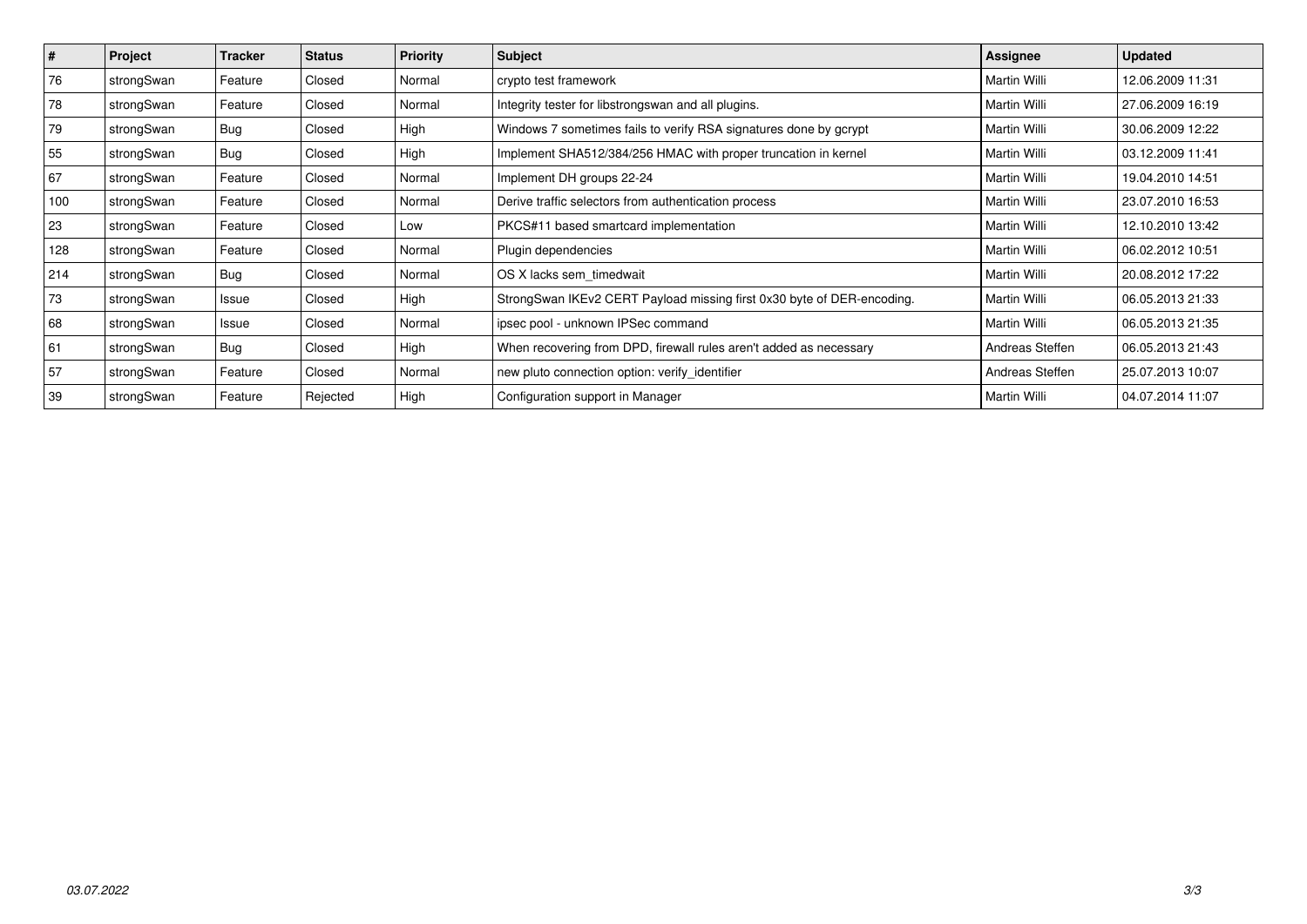| # | Project | Tracker | Status | Priority | Subject | Assignee | Updated |
|---|---|---|---|---|---|---|---|
| 76 | strongSwan | Feature | Closed | Normal | crypto test framework | Martin Willi | 12.06.2009 11:31 |
| 78 | strongSwan | Feature | Closed | Normal | Integrity tester for libstrongswan and all plugins. | Martin Willi | 27.06.2009 16:19 |
| 79 | strongSwan | Bug | Closed | High | Windows 7 sometimes fails to verify RSA signatures done by gcrypt | Martin Willi | 30.06.2009 12:22 |
| 55 | strongSwan | Bug | Closed | High | Implement SHA512/384/256 HMAC with proper truncation in kernel | Martin Willi | 03.12.2009 11:41 |
| 67 | strongSwan | Feature | Closed | Normal | Implement DH groups 22-24 | Martin Willi | 19.04.2010 14:51 |
| 100 | strongSwan | Feature | Closed | Normal | Derive traffic selectors from authentication process | Martin Willi | 23.07.2010 16:53 |
| 23 | strongSwan | Feature | Closed | Low | PKCS#11 based smartcard implementation | Martin Willi | 12.10.2010 13:42 |
| 128 | strongSwan | Feature | Closed | Normal | Plugin dependencies | Martin Willi | 06.02.2012 10:51 |
| 214 | strongSwan | Bug | Closed | Normal | OS X lacks sem_timedwait | Martin Willi | 20.08.2012 17:22 |
| 73 | strongSwan | Issue | Closed | High | StrongSwan IKEv2 CERT Payload missing first 0x30 byte of DER-encoding. | Martin Willi | 06.05.2013 21:33 |
| 68 | strongSwan | Issue | Closed | Normal | ipsec pool - unknown IPSec command | Martin Willi | 06.05.2013 21:35 |
| 61 | strongSwan | Bug | Closed | High | When recovering from DPD, firewall rules aren't added as necessary | Andreas Steffen | 06.05.2013 21:43 |
| 57 | strongSwan | Feature | Closed | Normal | new pluto connection option: verify_identifier | Andreas Steffen | 25.07.2013 10:07 |
| 39 | strongSwan | Feature | Rejected | High | Configuration support in Manager | Martin Willi | 04.07.2014 11:07 |